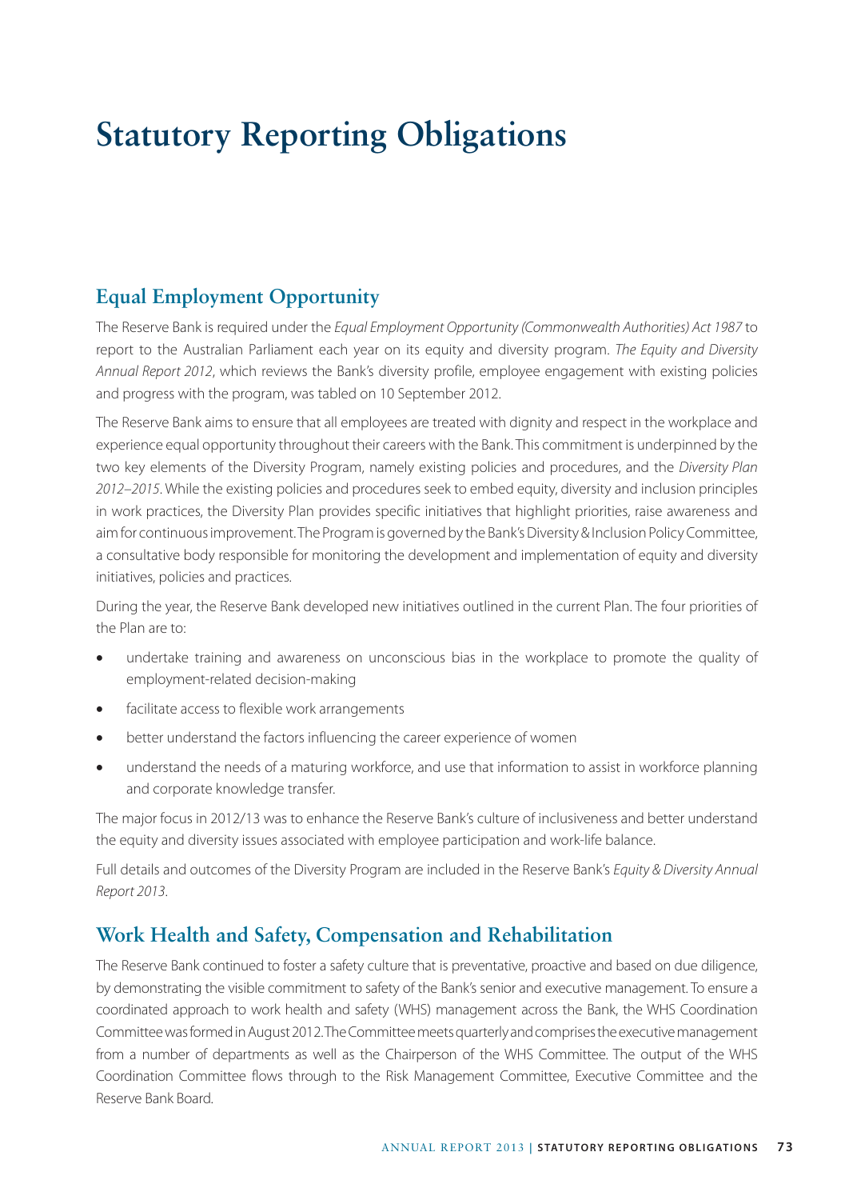# Statutory Reporting Obligations

## Equal Employment Opportunity

The Reserve Bank is required under the *Equal Employment Opportunity (Commonwealth Authorities) Act 1987* to report to the Australian Parliament each year on its equity and diversity program. *The Equity and Diversity Annual Report 2012*, which reviews the Bank's diversity profile, employee engagement with existing policies and progress with the program, was tabled on 10 September 2012.

The Reserve Bank aims to ensure that all employees are treated with dignity and respect in the workplace and experience equal opportunity throughout their careers with the Bank. This commitment is underpinned by the two key elements of the Diversity Program, namely existing policies and procedures, and the *Diversity Plan 2012–2015*. While the existing policies and procedures seek to embed equity, diversity and inclusion principles in work practices, the Diversity Plan provides specific initiatives that highlight priorities, raise awareness and aim for continuous improvement. The Program is governed by the Bank's Diversity & Inclusion Policy Committee, a consultative body responsible for monitoring the development and implementation of equity and diversity initiatives, policies and practices.

During the year, the Reserve Bank developed new initiatives outlined in the current Plan. The four priorities of the Plan are to:

- undertake training and awareness on unconscious bias in the workplace to promote the quality of employment-related decision-making
- facilitate access to flexible work arrangements
- better understand the factors influencing the career experience of women
- understand the needs of a maturing workforce, and use that information to assist in workforce planning and corporate knowledge transfer.

The major focus in 2012/13 was to enhance the Reserve Bank's culture of inclusiveness and better understand the equity and diversity issues associated with employee participation and work-life balance.

Full details and outcomes of the Diversity Program are included in the Reserve Bank's *Equity & Diversity Annual Report 2013*.

## Work Health and Safety, Compensation and Rehabilitation

The Reserve Bank continued to foster a safety culture that is preventative, proactive and based on due diligence, by demonstrating the visible commitment to safety of the Bank's senior and executive management. To ensure a coordinated approach to work health and safety (WHS) management across the Bank, the WHS Coordination Committee was formed in August 2012. The Committee meets quarterly and comprises the executive management from a number of departments as well as the Chairperson of the WHS Committee. The output of the WHS Coordination Committee flows through to the Risk Management Committee, Executive Committee and the Reserve Bank Board.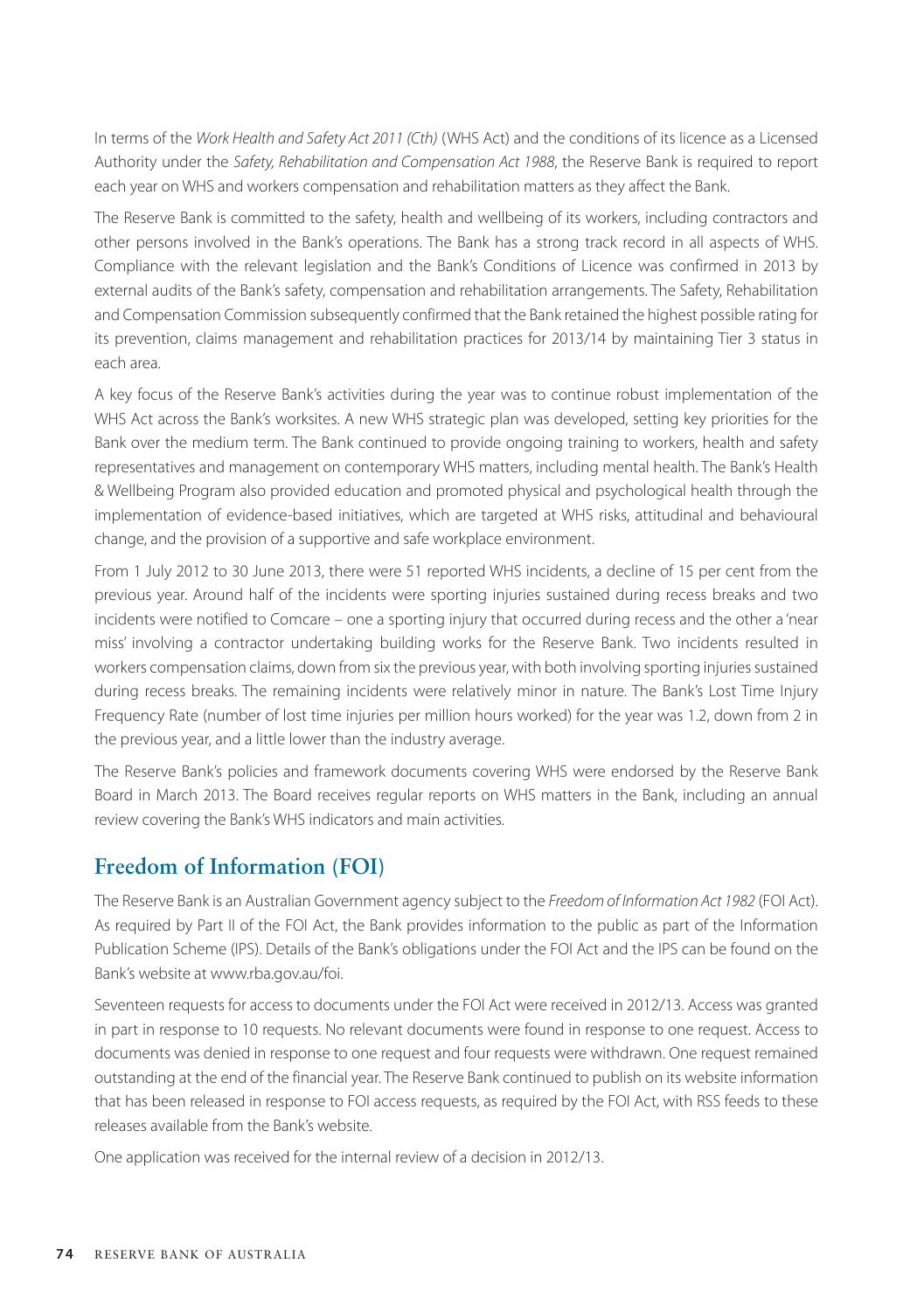In terms of the *Work Health and Safety Act 2011 (Cth)* (WHS Act) and the conditions of its licence as a Licensed Authority under the *Safety, Rehabilitation and Compensation Act 1988*, the Reserve Bank is required to report each year on WHS and workers compensation and rehabilitation matters as they affect the Bank.

The Reserve Bank is committed to the safety, health and wellbeing of its workers, including contractors and other persons involved in the Bank's operations. The Bank has a strong track record in all aspects of WHS. Compliance with the relevant legislation and the Bank's Conditions of Licence was confirmed in 2013 by external audits of the Bank's safety, compensation and rehabilitation arrangements. The Safety, Rehabilitation and Compensation Commission subsequently confirmed that the Bank retained the highest possible rating for its prevention, claims management and rehabilitation practices for 2013/14 by maintaining Tier 3 status in each area.

A key focus of the Reserve Bank's activities during the year was to continue robust implementation of the WHS Act across the Bank's worksites. A new WHS strategic plan was developed, setting key priorities for the Bank over the medium term. The Bank continued to provide ongoing training to workers, health and safety representatives and management on contemporary WHS matters, including mental health. The Bank's Health & Wellbeing Program also provided education and promoted physical and psychological health through the implementation of evidence-based initiatives, which are targeted at WHS risks, attitudinal and behavioural change, and the provision of a supportive and safe workplace environment.

From 1 July 2012 to 30 June 2013, there were 51 reported WHS incidents, a decline of 15 per cent from the previous year. Around half of the incidents were sporting injuries sustained during recess breaks and two incidents were notified to Comcare – one a sporting injury that occurred during recess and the other a 'near miss' involving a contractor undertaking building works for the Reserve Bank. Two incidents resulted in workers compensation claims, down from six the previous year, with both involving sporting injuries sustained during recess breaks. The remaining incidents were relatively minor in nature. The Bank's Lost Time Injury Frequency Rate (number of lost time injuries per million hours worked) for the year was 1.2, down from 2 in the previous year, and a little lower than the industry average.

The Reserve Bank's policies and framework documents covering WHS were endorsed by the Reserve Bank Board in March 2013. The Board receives regular reports on WHS matters in the Bank, including an annual review covering the Bank's WHS indicators and main activities.

## Freedom of Information (FOI)

The Reserve Bank is an Australian Government agency subject to the *Freedom of Information Act 1982* (FOI Act). As required by Part II of the FOI Act, the Bank provides information to the public as part of the Information Publication Scheme (IPS). Details of the Bank's obligations under the FOI Act and the IPS can be found on the Bank's website at www.rba.gov.au/foi.

Seventeen requests for access to documents under the FOI Act were received in 2012/13. Access was granted in part in response to 10 requests. No relevant documents were found in response to one request. Access to documents was denied in response to one request and four requests were withdrawn. One request remained outstanding at the end of the financial year. The Reserve Bank continued to publish on its website information that has been released in response to FOI access requests, as required by the FOI Act, with RSS feeds to these releases available from the Bank's website.

One application was received for the internal review of a decision in 2012/13.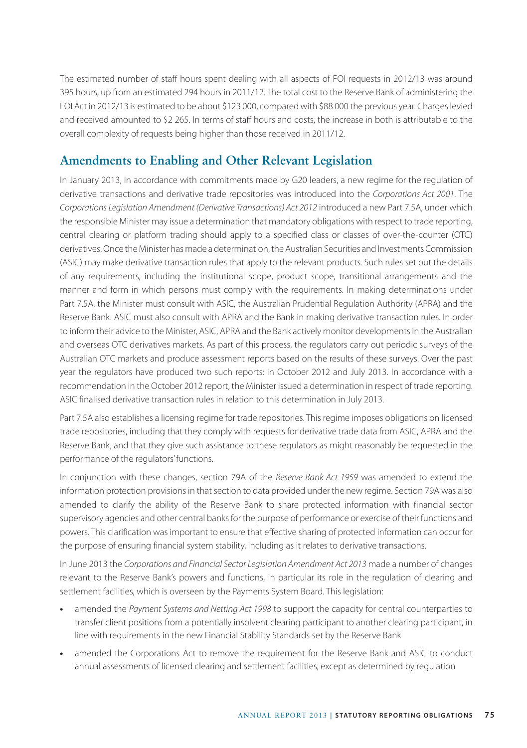The estimated number of staff hours spent dealing with all aspects of FOI requests in 2012/13 was around 395 hours, up from an estimated 294 hours in 2011/12. The total cost to the Reserve Bank of administering the FOI Act in 2012/13 is estimated to be about $123 000, compared with $88 000 the previous year. Charges levied and received amounted to $2 265. In terms of staff hours and costs, the increase in both is attributable to the overall complexity of requests being higher than those received in 2011/12.

## Amendments to Enabling and Other Relevant Legislation

In January 2013, in accordance with commitments made by G20 leaders, a new regime for the regulation of derivative transactions and derivative trade repositories was introduced into the *Corporations Act 2001*. The *Corporations Legislation Amendment (Derivative Transactions) Act 2012* introduced a new Part 7.5A, under which the responsible Minister may issue a determination that mandatory obligations with respect to trade reporting, central clearing or platform trading should apply to a specified class or classes of over-the-counter (OTC) derivatives. Once the Minister has made a determination, the Australian Securities and Investments Commission (ASIC) may make derivative transaction rules that apply to the relevant products. Such rules set out the details of any requirements, including the institutional scope, product scope, transitional arrangements and the manner and form in which persons must comply with the requirements. In making determinations under Part 7.5A, the Minister must consult with ASIC, the Australian Prudential Regulation Authority (APRA) and the Reserve Bank. ASIC must also consult with APRA and the Bank in making derivative transaction rules. In order to inform their advice to the Minister, ASIC, APRA and the Bank actively monitor developments in the Australian and overseas OTC derivatives markets. As part of this process, the regulators carry out periodic surveys of the Australian OTC markets and produce assessment reports based on the results of these surveys. Over the past year the regulators have produced two such reports: in October 2012 and July 2013. In accordance with a recommendation in the October 2012 report, the Minister issued a determination in respect of trade reporting. ASIC finalised derivative transaction rules in relation to this determination in July 2013.

Part 7.5A also establishes a licensing regime for trade repositories. This regime imposes obligations on licensed trade repositories, including that they comply with requests for derivative trade data from ASIC, APRA and the Reserve Bank, and that they give such assistance to these regulators as might reasonably be requested in the performance of the regulators' functions.

In conjunction with these changes, section 79A of the *Reserve Bank Act 1959* was amended to extend the information protection provisions in that section to data provided under the new regime. Section 79A was also amended to clarify the ability of the Reserve Bank to share protected information with financial sector supervisory agencies and other central banks for the purpose of performance or exercise of their functions and powers. This clarification was important to ensure that effective sharing of protected information can occur for the purpose of ensuring financial system stability, including as it relates to derivative transactions.

In June 2013 the *Corporations and Financial Sector Legislation Amendment Act 2013* made a number of changes relevant to the Reserve Bank's powers and functions, in particular its role in the regulation of clearing and settlement facilities, which is overseen by the Payments System Board. This legislation:

- amended the *Payment Systems and Netting Act 1998* to support the capacity for central counterparties to transfer client positions from a potentially insolvent clearing participant to another clearing participant, in line with requirements in the new Financial Stability Standards set by the Reserve Bank
- amended the Corporations Act to remove the requirement for the Reserve Bank and ASIC to conduct annual assessments of licensed clearing and settlement facilities, except as determined by regulation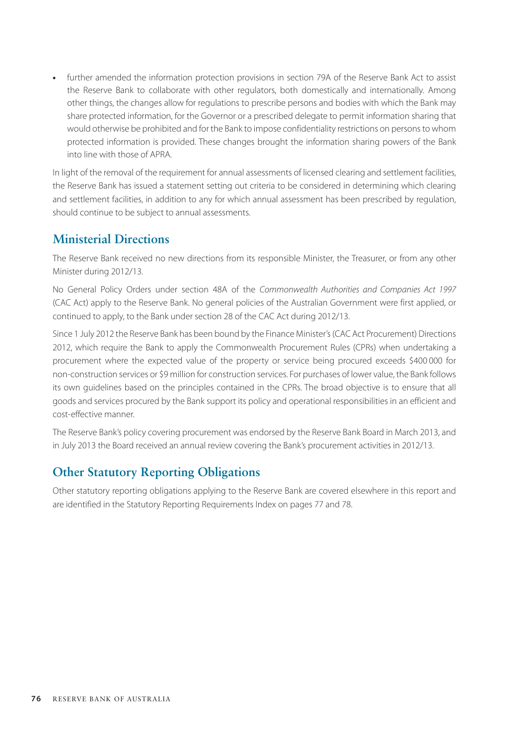- further amended the information protection provisions in section 79A of the Reserve Bank Act to assist the Reserve Bank to collaborate with other regulators, both domestically and internationally. Among other things, the changes allow for regulations to prescribe persons and bodies with which the Bank may share protected information, for the Governor or a prescribed delegate to permit information sharing that would otherwise be prohibited and for the Bank to impose confidentiality restrictions on persons to whom protected information is provided. These changes brought the information sharing powers of the Bank into line with those of APRA.

In light of the removal of the requirement for annual assessments of licensed clearing and settlement facilities, the Reserve Bank has issued a statement setting out criteria to be considered in determining which clearing and settlement facilities, in addition to any for which annual assessment has been prescribed by regulation, should continue to be subject to annual assessments.

## Ministerial Directions

The Reserve Bank received no new directions from its responsible Minister, the Treasurer, or from any other Minister during 2012/13.

No General Policy Orders under section 48A of the *Commonwealth Authorities and Companies Act 1997* (CAC Act) apply to the Reserve Bank. No general policies of the Australian Government were first applied, or continued to apply, to the Bank under section 28 of the CAC Act during 2012/13.

Since 1 July 2012 the Reserve Bank has been bound by the Finance Minister's (CAC Act Procurement) Directions 2012, which require the Bank to apply the Commonwealth Procurement Rules (CPRs) when undertaking a procurement where the expected value of the property or service being procured exceeds \$400 000 for non-construction services or \$9 million for construction services. For purchases of lower value, the Bank follows its own guidelines based on the principles contained in the CPRs. The broad objective is to ensure that all goods and services procured by the Bank support its policy and operational responsibilities in an efficient and cost-effective manner.

The Reserve Bank's policy covering procurement was endorsed by the Reserve Bank Board in March 2013, and in July 2013 the Board received an annual review covering the Bank's procurement activities in 2012/13.

## Other Statutory Reporting Obligations

Other statutory reporting obligations applying to the Reserve Bank are covered elsewhere in this report and are identified in the Statutory Reporting Requirements Index on pages 77 and 78.